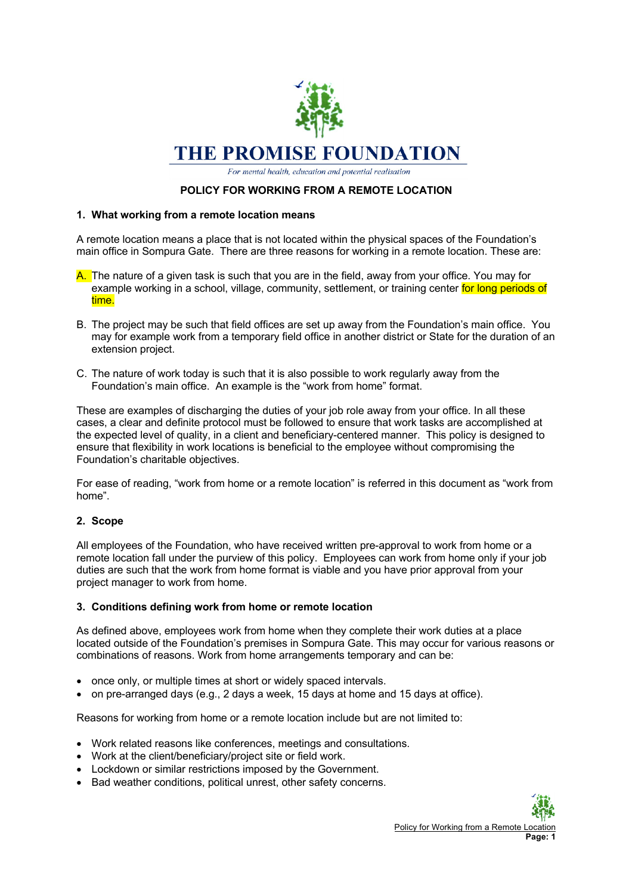# THE PROMISE FOUNDATION

*For mental health, education and potential realisation*

## POLICY FOR WORKING FROM A REMOTE LOCATION

### 1. What working from a remote location means

A remote location means a place that is not located within the physical spaces of the Foundation's main office in Sompura Gate. There are three reasons for working in a remote location. These are:

A. The nature of a given task is such that you are in the field, away from your office. You may for example working in a school, village, community, settlement, or training center for long periods of time.

B. The project may be such that field offices are set up away from the Foundation's main office. You may for example work from a temporary field office in another district or State for the duration of an extension project.

C. The nature of work today is such that it is also possible to work regularly away from the Foundation's main office. An example is the "work from home" format.

These are examples of discharging the duties of your job role away from your office. In all these cases, a clear and definite protocol must be followed to ensure that work tasks are accomplished at the expected level of quality, in a client and beneficiary-centered manner. This policy is designed to ensure that flexibility in work locations is beneficial to the employee without compromising the Foundation's charitable objectives.

For ease of reading, "work from home or a remote location" is referred in this document as "work from home".

### 2. Scope

All employees of the Foundation, who have received written pre-approval to work from home or a remote location fall under the purview of this policy. Employees can work from home only if your job duties are such that the work from home format is viable and you have prior approval from your project manager to work from home.

### 3. Conditions defining work from home or remote location

As defined above, employees work from home when they complete their work duties at a place located outside of the Foundation's premises in Sompura Gate. This may occur for various reasons or combinations of reasons. Work from home arrangements temporary and can be:

- once only, or multiple times at short or widely spaced intervals.
- on pre-arranged days (e.g., 2 days a week, 15 days at home and 15 days at office).

Reasons for working from home or a remote location include but are not limited to:

- Work related reasons like conferences, meetings and consultations.
- Work at the client/beneficiary/project site or field work.
- Lockdown or similar restrictions imposed by the Government.
- Bad weather conditions, political unrest, other safety concerns.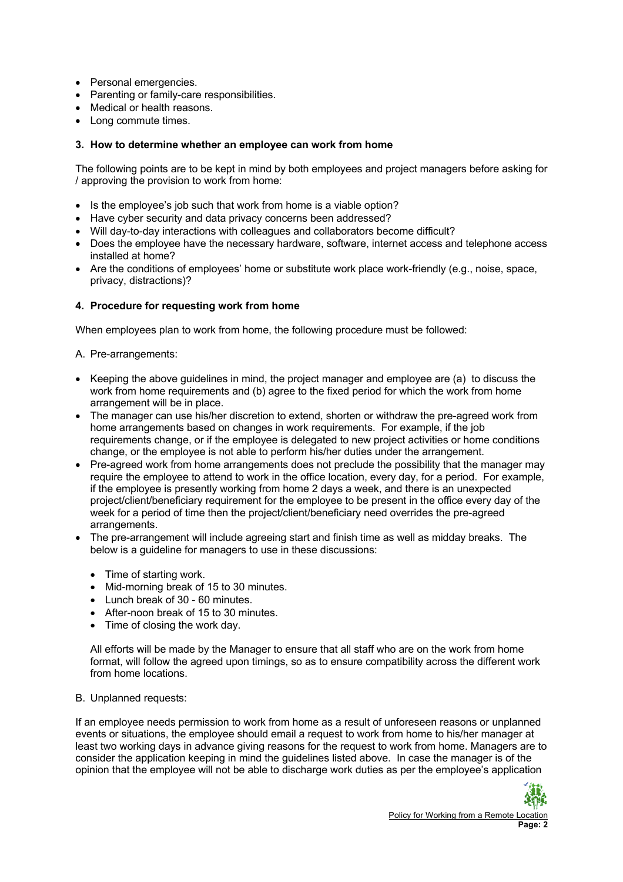- Personal emergencies.
- Parenting or family-care responsibilities.
- Medical or health reasons.
- Long commute times.

### 3. How to determine whether an employee can work from home

The following points are to be kept in mind by both employees and project managers before asking for / approving the provision to work from home:

- Is the employee's job such that work from home is a viable option?
- Have cyber security and data privacy concerns been addressed?
- Will day-to-day interactions with colleagues and collaborators become difficult?
- Does the employee have the necessary hardware, software, internet access and telephone access installed at home?
- Are the conditions of employees' home or substitute work place work-friendly (e.g., noise, space, privacy, distractions)?

### 4. Procedure for requesting work from home

When employees plan to work from home, the following procedure must be followed:

A. Pre-arrangements:

- Keeping the above guidelines in mind, the project manager and employee are (a) to discuss the work from home requirements and (b) agree to the fixed period for which the work from home arrangement will be in place.
- The manager can use his/her discretion to extend, shorten or withdraw the pre-agreed work from home arrangements based on changes in work requirements. For example, if the job requirements change, or if the employee is delegated to new project activities or home conditions change, or the employee is not able to perform his/her duties under the arrangement.
- Pre-agreed work from home arrangements does not preclude the possibility that the manager may require the employee to attend to work in the office location, every day, for a period. For example, if the employee is presently working from home 2 days a week, and there is an unexpected project/client/beneficiary requirement for the employee to be present in the office every day of the week for a period of time then the project/client/beneficiary need overrides the pre-agreed arrangements.
- The pre-arrangement will include agreeing start and finish time as well as midday breaks. The below is a guideline for managers to use in these discussions:
  - Time of starting work.
  - Mid-morning break of 15 to 30 minutes.
  - Lunch break of 30 - 60 minutes.
  - After-noon break of 15 to 30 minutes.
  - Time of closing the work day.

  All efforts will be made by the Manager to ensure that all staff who are on the work from home format, will follow the agreed upon timings, so as to ensure compatibility across the different work from home locations.

B. Unplanned requests:

If an employee needs permission to work from home as a result of unforeseen reasons or unplanned events or situations, the employee should email a request to work from home to his/her manager at least two working days in advance giving reasons for the request to work from home. Managers are to consider the application keeping in mind the guidelines listed above. In case the manager is of the opinion that the employee will not be able to discharge work duties as per the employee's application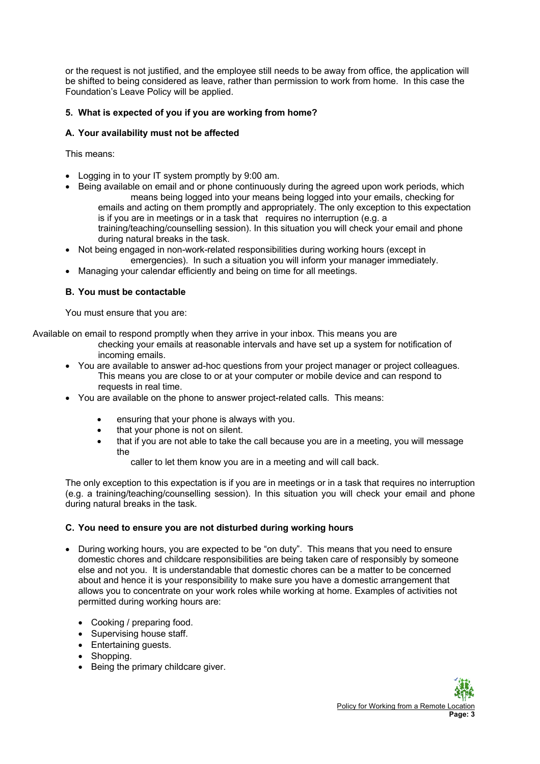or the request is not justified, and the employee still needs to be away from office, the application will be shifted to being considered as leave, rather than permission to work from home. In this case the Foundation's Leave Policy will be applied.

## 5. What is expected of you if you are working from home?

### A. Your availability must not be affected

This means:

- Logging in to your IT system promptly by 9:00 am.
- Being available on email and or phone continuously during the agreed upon work periods, which means being logged into your means being logged into your emails, checking for emails and acting on them promptly and appropriately. The only exception to this expectation is if you are in meetings or in a task that requires no interruption (e.g. a training/teaching/counselling session). In this situation you will check your email and phone during natural breaks in the task.
- Not being engaged in non-work-related responsibilities during working hours (except in emergencies). In such a situation you will inform your manager immediately.
- Managing your calendar efficiently and being on time for all meetings.

### B. You must be contactable

You must ensure that you are:

Available on email to respond promptly when they arrive in your inbox. This means you are checking your emails at reasonable intervals and have set up a system for notification of incoming emails.

- You are available to answer ad-hoc questions from your project manager or project colleagues. This means you are close to or at your computer or mobile device and can respond to requests in real time.
- You are available on the phone to answer project-related calls. This means:
  - ensuring that your phone is always with you.
  - that your phone is not on silent.
  - that if you are not able to take the call because you are in a meeting, you will message the caller to let them know you are in a meeting and will call back.

The only exception to this expectation is if you are in meetings or in a task that requires no interruption (e.g. a training/teaching/counselling session). In this situation you will check your email and phone during natural breaks in the task.

### C. You need to ensure you are not disturbed during working hours

- During working hours, you are expected to be "on duty". This means that you need to ensure domestic chores and childcare responsibilities are being taken care of responsibly by someone else and not you. It is understandable that domestic chores can be a matter to be concerned about and hence it is your responsibility to make sure you have a domestic arrangement that allows you to concentrate on your work roles while working at home. Examples of activities not permitted during working hours are:
  - Cooking / preparing food.
  - Supervising house staff.
  - Entertaining guests.
  - Shopping.
  - Being the primary childcare giver.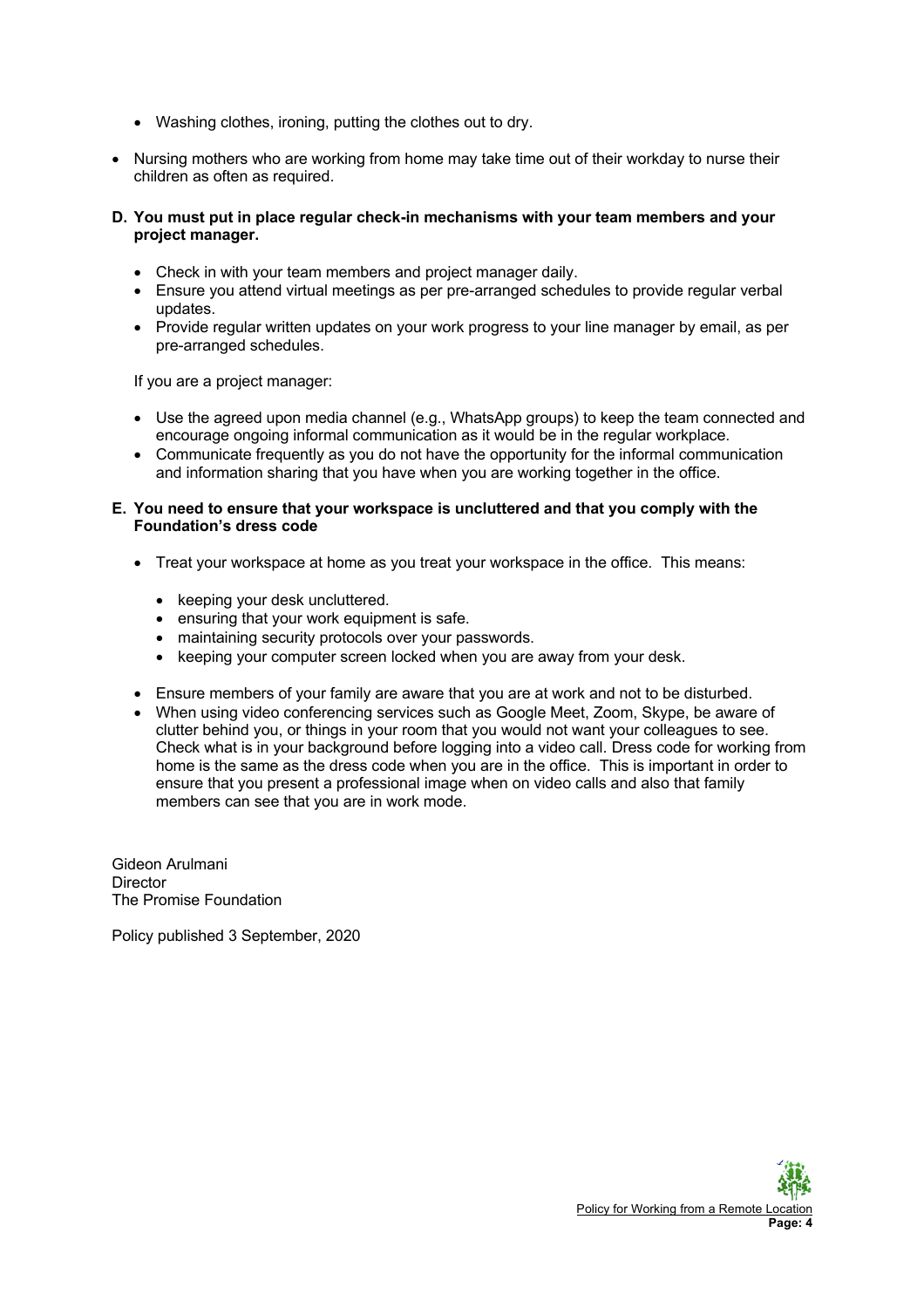- Washing clothes, ironing, putting the clothes out to dry.

- Nursing mothers who are working from home may take time out of their workday to nurse their children as often as required.

**D. You must put in place regular check-in mechanisms with your team members and your project manager.**

- Check in with your team members and project manager daily.
- Ensure you attend virtual meetings as per pre-arranged schedules to provide regular verbal updates.
- Provide regular written updates on your work progress to your line manager by email, as per pre-arranged schedules.

If you are a project manager:

- Use the agreed upon media channel (e.g., WhatsApp groups) to keep the team connected and encourage ongoing informal communication as it would be in the regular workplace.
- Communicate frequently as you do not have the opportunity for the informal communication and information sharing that you have when you are working together in the office.

**E. You need to ensure that your workspace is uncluttered and that you comply with the Foundation's dress code**

- Treat your workspace at home as you treat your workspace in the office. This means:
  - keeping your desk uncluttered.
  - ensuring that your work equipment is safe.
  - maintaining security protocols over your passwords.
  - keeping your computer screen locked when you are away from your desk.
- Ensure members of your family are aware that you are at work and not to be disturbed.
- When using video conferencing services such as Google Meet, Zoom, Skype, be aware of clutter behind you, or things in your room that you would not want your colleagues to see. Check what is in your background before logging into a video call. Dress code for working from home is the same as the dress code when you are in the office. This is important in order to ensure that you present a professional image when on video calls and also that family members can see that you are in work mode.

Gideon Arulmani
Director
The Promise Foundation

Policy published 3 September, 2020